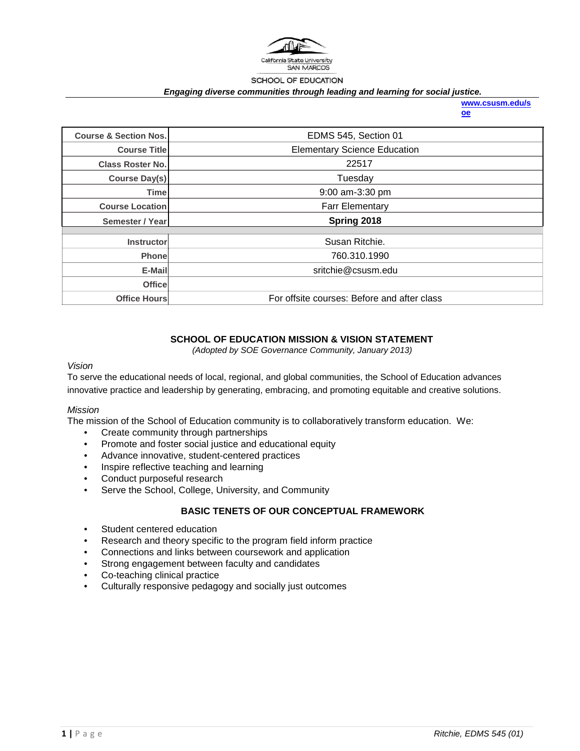California State University
SAN MARCOS

SCHOOL OF EDUCATION

***Engaging diverse communities through leading and learning for social justice.***

**www.csusm.edu/soe**

| | |
|---|---|
| **Course & Section Nos.** | EDMS 545, Section 01 |
| **Course Title** | Elementary Science Education |
| **Class Roster No.** | 22517 |
| **Course Day(s)** | Tuesday |
| **Time** | 9:00 am-3:30 pm |
| **Course Location** | Farr Elementary |
| **Semester / Year** | **Spring 2018** |
| | |
| **Instructor** | Susan Ritchie. |
| **Phone** | 760.310.1990 |
| **E-Mail** | sritchie@csusm.edu |
| **Office** | |
| **Office Hours** | For offsite courses: Before and after class |

## SCHOOL OF EDUCATION MISSION & VISION STATEMENT

*(Adopted by SOE Governance Community, January 2013)*

*Vision*

To serve the educational needs of local, regional, and global communities, the School of Education advances innovative practice and leadership by generating, embracing, and promoting equitable and creative solutions.

*Mission*

The mission of the School of Education community is to collaboratively transform education. We:

- Create community through partnerships
- Promote and foster social justice and educational equity
- Advance innovative, student-centered practices
- Inspire reflective teaching and learning
- Conduct purposeful research
- Serve the School, College, University, and Community

## BASIC TENETS OF OUR CONCEPTUAL FRAMEWORK

- Student centered education
- Research and theory specific to the program field inform practice
- Connections and links between coursework and application
- Strong engagement between faculty and candidates
- Co-teaching clinical practice
- Culturally responsive pedagogy and socially just outcomes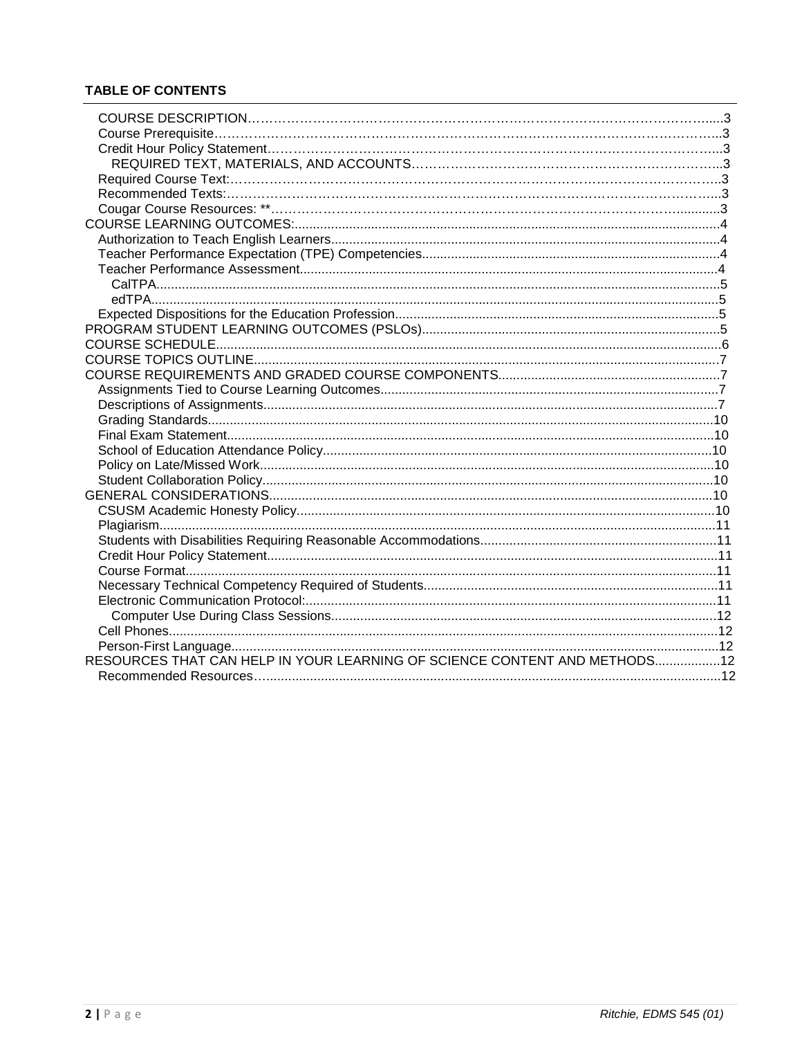**TABLE OF CONTENTS**

- COURSE DESCRIPTION......3
  - Course Prerequisite......3
  - Credit Hour Policy Statement......3
    - REQUIRED TEXT, MATERIALS, AND ACCOUNTS......3
  - Required Course Text:......3
  - Recommended Texts:......3
  - Cougar Course Resources: **......3
- COURSE LEARNING OUTCOMES:......4
  - Authorization to Teach English Learners......4
  - Teacher Performance Expectation (TPE) Competencies......4
  - Teacher Performance Assessment......4
    - CalTPA......5
    - edTPA......5
  - Expected Dispositions for the Education Profession......5
- PROGRAM STUDENT LEARNING OUTCOMES (PSLOs)......5
- COURSE SCHEDULE......6
- COURSE TOPICS OUTLINE......7
- COURSE REQUIREMENTS AND GRADED COURSE COMPONENTS......7
  - Assignments Tied to Course Learning Outcomes......7
  - Descriptions of Assignments......7
  - Grading Standards......10
  - Final Exam Statement......10
  - School of Education Attendance Policy......10
  - Policy on Late/Missed Work......10
  - Student Collaboration Policy......10
- GENERAL CONSIDERATIONS......10
  - CSUSM Academic Honesty Policy......10
  - Plagiarism......11
  - Students with Disabilities Requiring Reasonable Accommodations......11
  - Credit Hour Policy Statement......11
  - Course Format......11
  - Necessary Technical Competency Required of Students......11
  - Electronic Communication Protocol:......11
    - Computer Use During Class Sessions......12
  - Cell Phones......12
  - Person-First Language......12
- RESOURCES THAT CAN HELP IN YOUR LEARNING OF SCIENCE CONTENT AND METHODS......12
  - Recommended Resources......12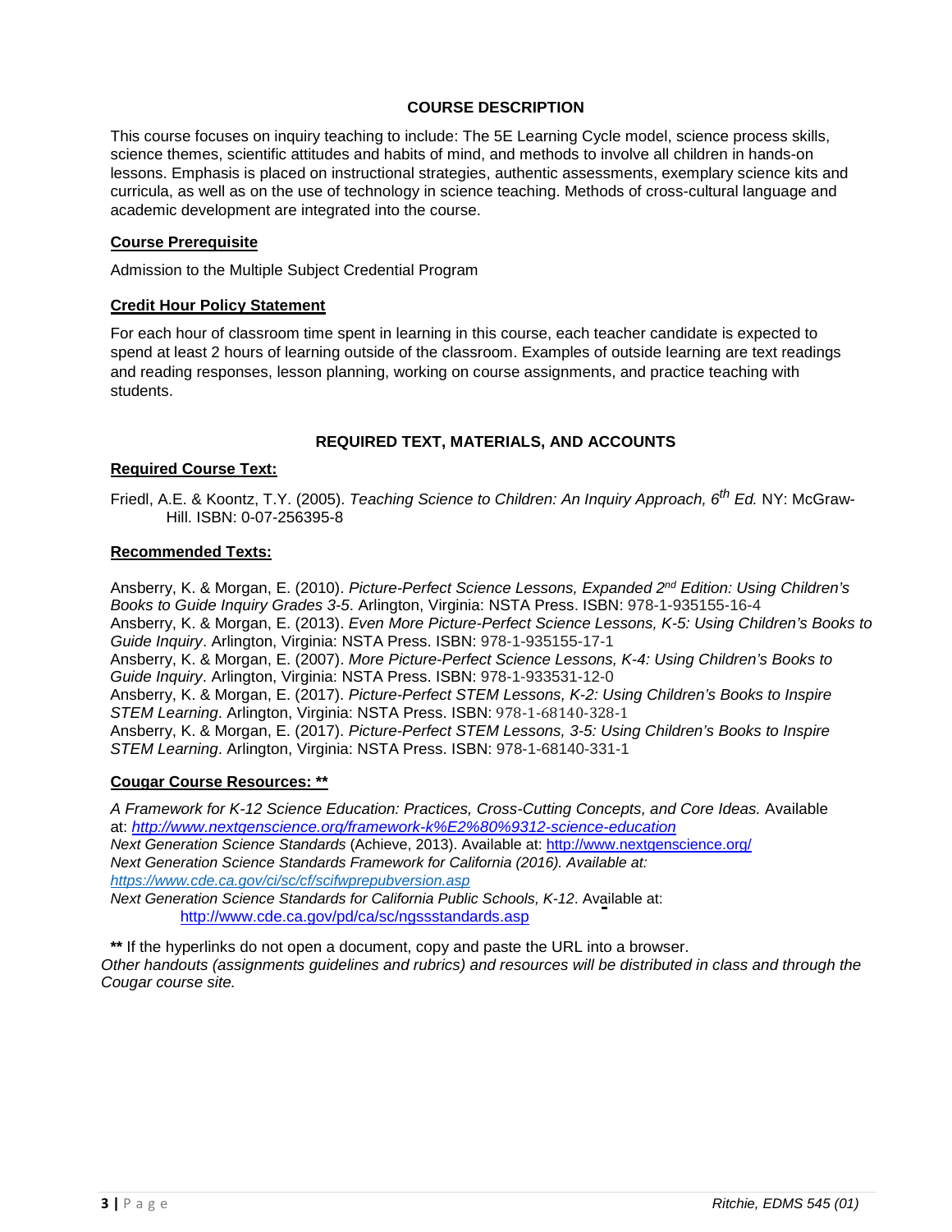## COURSE DESCRIPTION

This course focuses on inquiry teaching to include: The 5E Learning Cycle model, science process skills, science themes, scientific attitudes and habits of mind, and methods to involve all children in hands-on lessons. Emphasis is placed on instructional strategies, authentic assessments, exemplary science kits and curricula, as well as on the use of technology in science teaching. Methods of cross-cultural language and academic development are integrated into the course.

### Course Prerequisite

Admission to the Multiple Subject Credential Program

### Credit Hour Policy Statement

For each hour of classroom time spent in learning in this course, each teacher candidate is expected to spend at least 2 hours of learning outside of the classroom. Examples of outside learning are text readings and reading responses, lesson planning, working on course assignments, and practice teaching with students.

## REQUIRED TEXT, MATERIALS, AND ACCOUNTS

### Required Course Text:

Friedl, A.E. & Koontz, T.Y. (2005). *Teaching Science to Children: An Inquiry Approach, 6th Ed.* NY: McGraw-Hill. ISBN: 0-07-256395-8

### Recommended Texts:

Ansberry, K. & Morgan, E. (2010). *Picture-Perfect Science Lessons, Expanded 2nd Edition: Using Children's Books to Guide Inquiry Grades 3-5*. Arlington, Virginia: NSTA Press. ISBN: 978-1-935155-16-4
Ansberry, K. & Morgan, E. (2013). *Even More Picture-Perfect Science Lessons, K-5: Using Children's Books to Guide Inquiry*. Arlington, Virginia: NSTA Press. ISBN: 978-1-935155-17-1
Ansberry, K. & Morgan, E. (2007). *More Picture-Perfect Science Lessons, K-4: Using Children's Books to Guide Inquiry*. Arlington, Virginia: NSTA Press. ISBN: 978-1-933531-12-0
Ansberry, K. & Morgan, E. (2017). *Picture-Perfect STEM Lessons, K-2: Using Children's Books to Inspire STEM Learning*. Arlington, Virginia: NSTA Press. ISBN: 978-1-68140-328-1
Ansberry, K. & Morgan, E. (2017). *Picture-Perfect STEM Lessons, 3-5: Using Children's Books to Inspire STEM Learning*. Arlington, Virginia: NSTA Press. ISBN: 978-1-68140-331-1

### Cougar Course Resources: **

*A Framework for K-12 Science Education: Practices, Cross-Cutting Concepts, and Core Ideas.* Available at: *http://www.nextgenscience.org/framework-k%E2%80%9312-science-education*
*Next Generation Science Standards* (Achieve, 2013). Available at: http://www.nextgenscience.org/
*Next Generation Science Standards Framework for California (2016). Available at: https://www.cde.ca.gov/ci/sc/cf/scifwprepubversion.asp*
*Next Generation Science Standards for California Public Schools, K-12*. Available at: http://www.cde.ca.gov/pd/ca/sc/ngssstandards.asp

** If the hyperlinks do not open a document, copy and paste the URL into a browser.
*Other handouts (assignments guidelines and rubrics) and resources will be distributed in class and through the Cougar course site.*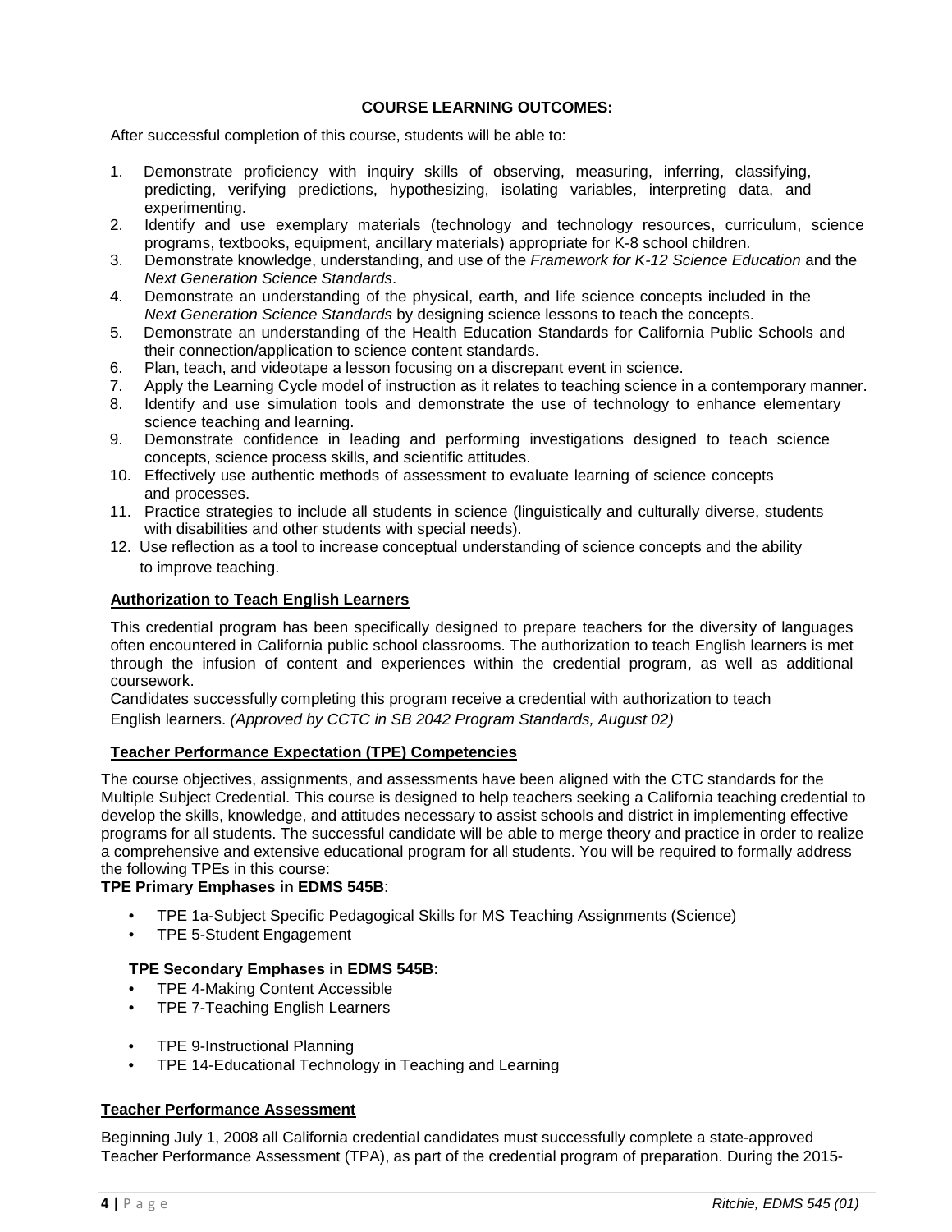**COURSE LEARNING OUTCOMES:**

After successful completion of this course, students will be able to:

1. Demonstrate proficiency with inquiry skills of observing, measuring, inferring, classifying, predicting, verifying predictions, hypothesizing, isolating variables, interpreting data, and experimenting.
2. Identify and use exemplary materials (technology and technology resources, curriculum, science programs, textbooks, equipment, ancillary materials) appropriate for K-8 school children.
3. Demonstrate knowledge, understanding, and use of the *Framework for K-12 Science Education* and the *Next Generation Science Standards*.
4. Demonstrate an understanding of the physical, earth, and life science concepts included in the *Next Generation Science Standards* by designing science lessons to teach the concepts.
5. Demonstrate an understanding of the Health Education Standards for California Public Schools and their connection/application to science content standards.
6. Plan, teach, and videotape a lesson focusing on a discrepant event in science.
7. Apply the Learning Cycle model of instruction as it relates to teaching science in a contemporary manner.
8. Identify and use simulation tools and demonstrate the use of technology to enhance elementary science teaching and learning.
9. Demonstrate confidence in leading and performing investigations designed to teach science concepts, science process skills, and scientific attitudes.
10. Effectively use authentic methods of assessment to evaluate learning of science concepts and processes.
11. Practice strategies to include all students in science (linguistically and culturally diverse, students with disabilities and other students with special needs).
12. Use reflection as a tool to increase conceptual understanding of science concepts and the ability to improve teaching.

**Authorization to Teach English Learners**

This credential program has been specifically designed to prepare teachers for the diversity of languages often encountered in California public school classrooms. The authorization to teach English learners is met through the infusion of content and experiences within the credential program, as well as additional coursework.

Candidates successfully completing this program receive a credential with authorization to teach English learners. *(Approved by CCTC in SB 2042 Program Standards, August 02)*

**Teacher Performance Expectation (TPE) Competencies**

The course objectives, assignments, and assessments have been aligned with the CTC standards for the Multiple Subject Credential. This course is designed to help teachers seeking a California teaching credential to develop the skills, knowledge, and attitudes necessary to assist schools and district in implementing effective programs for all students. The successful candidate will be able to merge theory and practice in order to realize a comprehensive and extensive educational program for all students. You will be required to formally address the following TPEs in this course:

**TPE Primary Emphases in EDMS 545B**:

- TPE 1a-Subject Specific Pedagogical Skills for MS Teaching Assignments (Science)
- TPE 5-Student Engagement

**TPE Secondary Emphases in EDMS 545B**:

- TPE 4-Making Content Accessible
- TPE 7-Teaching English Learners
- TPE 9-Instructional Planning
- TPE 14-Educational Technology in Teaching and Learning

**Teacher Performance Assessment**

Beginning July 1, 2008 all California credential candidates must successfully complete a state-approved Teacher Performance Assessment (TPA), as part of the credential program of preparation. During the 2015-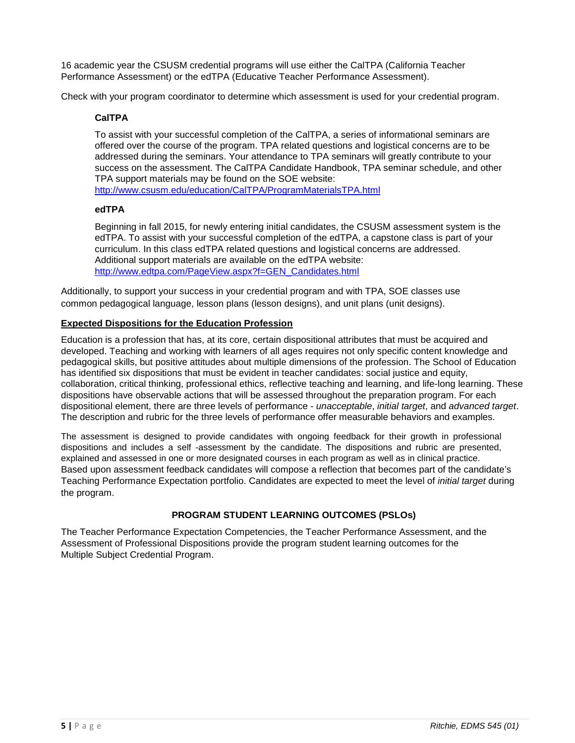16 academic year the CSUSM credential programs will use either the CalTPA (California Teacher Performance Assessment) or the edTPA (Educative Teacher Performance Assessment).

Check with your program coordinator to determine which assessment is used for your credential program.

**CalTPA**

To assist with your successful completion of the CalTPA, a series of informational seminars are offered over the course of the program. TPA related questions and logistical concerns are to be addressed during the seminars. Your attendance to TPA seminars will greatly contribute to your success on the assessment. The CalTPA Candidate Handbook, TPA seminar schedule, and other TPA support materials may be found on the SOE website: [http://www.csusm.edu/education/CalTPA/ProgramMaterialsTPA.html](http://www.csusm.edu/education/CalTPA/ProgramMaterialsTPA.html)

**edTPA**

Beginning in fall 2015, for newly entering initial candidates, the CSUSM assessment system is the edTPA. To assist with your successful completion of the edTPA, a capstone class is part of your curriculum. In this class edTPA related questions and logistical concerns are addressed. Additional support materials are available on the edTPA website: [http://www.edtpa.com/PageView.aspx?f=GEN_Candidates.html](http://www.edtpa.com/PageView.aspx?f=GEN_Candidates.html)

Additionally, to support your success in your credential program and with TPA, SOE classes use common pedagogical language, lesson plans (lesson designs), and unit plans (unit designs).

**Expected Dispositions for the Education Profession**

Education is a profession that has, at its core, certain dispositional attributes that must be acquired and developed. Teaching and working with learners of all ages requires not only specific content knowledge and pedagogical skills, but positive attitudes about multiple dimensions of the profession. The School of Education has identified six dispositions that must be evident in teacher candidates: social justice and equity, collaboration, critical thinking, professional ethics, reflective teaching and learning, and life-long learning. These dispositions have observable actions that will be assessed throughout the preparation program. For each dispositional element, there are three levels of performance - *unacceptable*, *initial target*, and *advanced target*. The description and rubric for the three levels of performance offer measurable behaviors and examples.

The assessment is designed to provide candidates with ongoing feedback for their growth in professional dispositions and includes a self -assessment by the candidate. The dispositions and rubric are presented, explained and assessed in one or more designated courses in each program as well as in clinical practice. Based upon assessment feedback candidates will compose a reflection that becomes part of the candidate's Teaching Performance Expectation portfolio. Candidates are expected to meet the level of *initial target* during the program.

## PROGRAM STUDENT LEARNING OUTCOMES (PSLOs)

The Teacher Performance Expectation Competencies, the Teacher Performance Assessment, and the Assessment of Professional Dispositions provide the program student learning outcomes for the Multiple Subject Credential Program.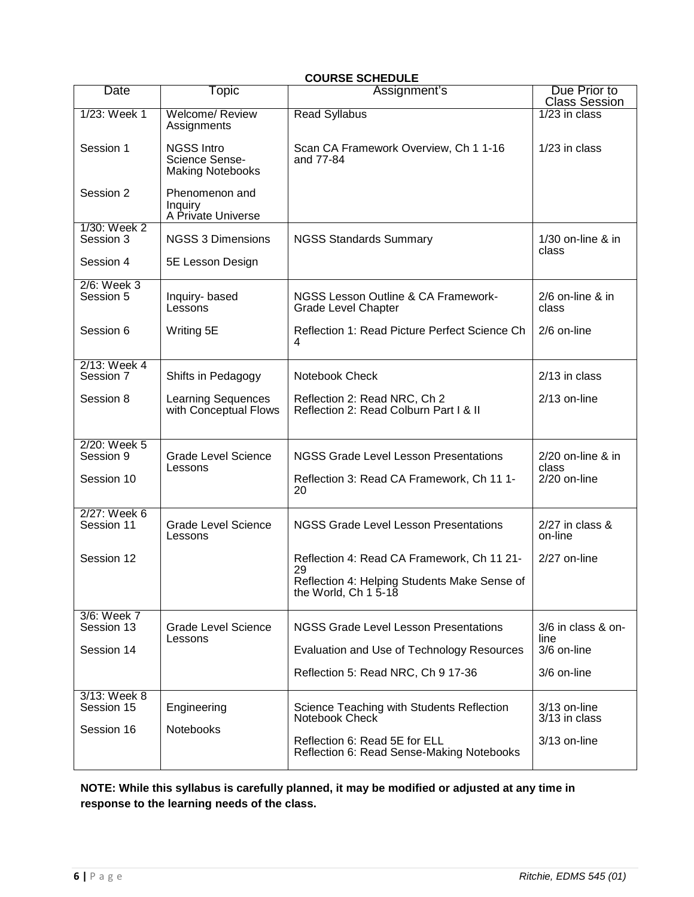**COURSE SCHEDULE**

| Date | Topic | Assignment's | Due Prior to Class Session |
|---|---|---|---|
| 1/23: Week 1 | Welcome/ Review Assignments | Read Syllabus | 1/23 in class |
| Session 1 | NGSS Intro Science Sense-Making Notebooks | Scan CA Framework Overview, Ch 1 1-16 and 77-84 | 1/23 in class |
| Session 2 | Phenomenon and Inquiry A Private Universe | | |
| 1/30: Week 2 Session 3 | NGSS 3 Dimensions | NGSS Standards Summary | 1/30 on-line & in class |
| Session 4 | 5E Lesson Design | | |
| 2/6: Week 3 Session 5 | Inquiry- based Lessons | NGSS Lesson Outline & CA Framework-Grade Level Chapter | 2/6 on-line & in class |
| Session 6 | Writing 5E | Reflection 1: Read Picture Perfect Science Ch 4 | 2/6 on-line |
| 2/13: Week 4 Session 7 | Shifts in Pedagogy | Notebook Check | 2/13 in class |
| Session 8 | Learning Sequences with Conceptual Flows | Reflection 2: Read NRC, Ch 2<br>Reflection 2: Read Colburn Part I & II | 2/13 on-line |
| 2/20: Week 5 Session 9 | Grade Level Science Lessons | NGSS Grade Level Lesson Presentations | 2/20 on-line & in class |
| Session 10 | | Reflection 3: Read CA Framework, Ch 11 1-20 | 2/20 on-line |
| 2/27: Week 6 Session 11 | Grade Level Science Lessons | NGSS Grade Level Lesson Presentations | 2/27 in class & on-line |
| Session 12 | | Reflection 4: Read CA Framework, Ch 11 21-29<br>Reflection 4: Helping Students Make Sense of the World, Ch 1 5-18 | 2/27 on-line |
| 3/6: Week 7 Session 13 | Grade Level Science Lessons | NGSS Grade Level Lesson Presentations | 3/6 in class & on-line |
| Session 14 | | Evaluation and Use of Technology Resources | 3/6 on-line |
| | | Reflection 5: Read NRC, Ch 9 17-36 | 3/6 on-line |
| 3/13: Week 8 Session 15 | Engineering | Science Teaching with Students Reflection<br>Notebook Check | 3/13 on-line<br>3/13 in class |
| Session 16 | Notebooks | Reflection 6: Read 5E for ELL<br>Reflection 6: Read Sense-Making Notebooks | 3/13 on-line |

**NOTE: While this syllabus is carefully planned, it may be modified or adjusted at any time in response to the learning needs of the class.**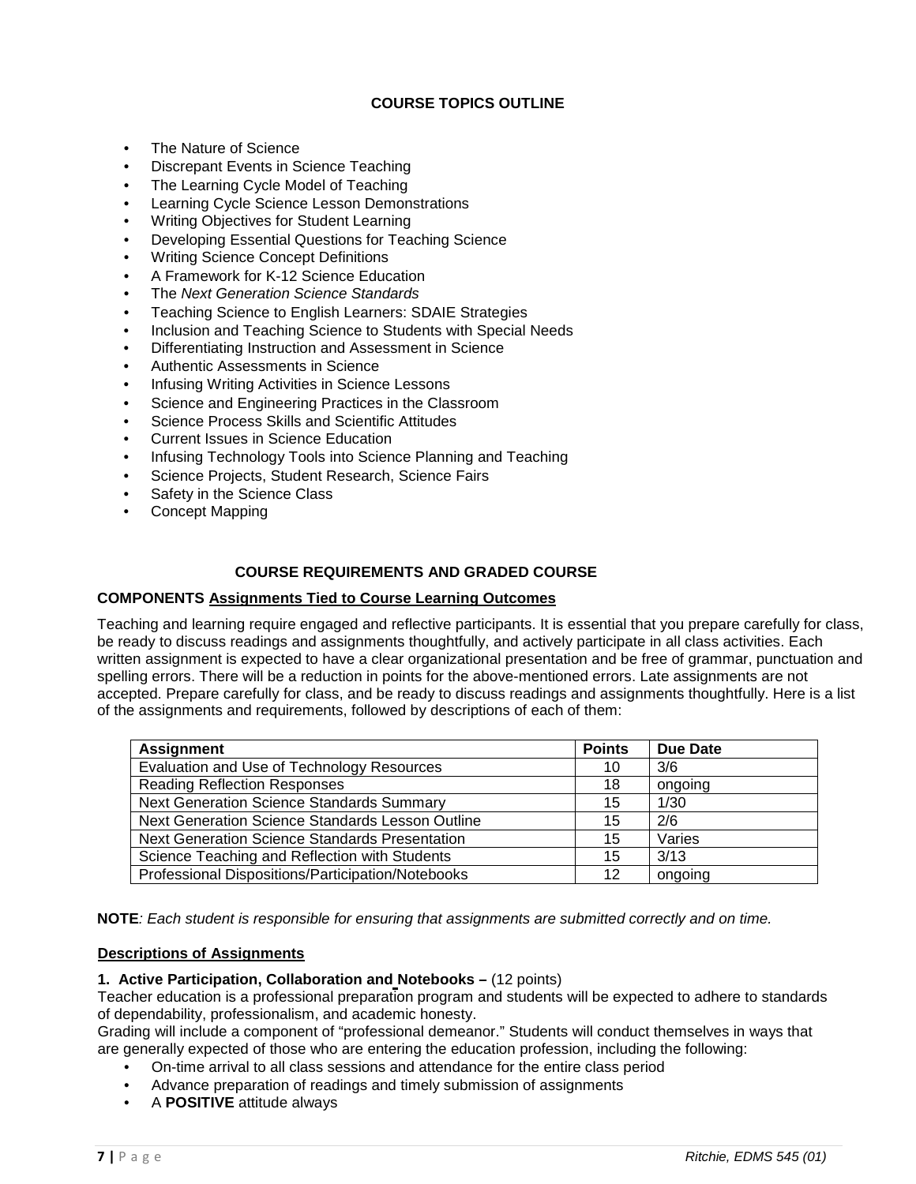## COURSE TOPICS OUTLINE

- The Nature of Science
- Discrepant Events in Science Teaching
- The Learning Cycle Model of Teaching
- Learning Cycle Science Lesson Demonstrations
- Writing Objectives for Student Learning
- Developing Essential Questions for Teaching Science
- Writing Science Concept Definitions
- A Framework for K-12 Science Education
- The *Next Generation Science Standards*
- Teaching Science to English Learners: SDAIE Strategies
- Inclusion and Teaching Science to Students with Special Needs
- Differentiating Instruction and Assessment in Science
- Authentic Assessments in Science
- Infusing Writing Activities in Science Lessons
- Science and Engineering Practices in the Classroom
- Science Process Skills and Scientific Attitudes
- Current Issues in Science Education
- Infusing Technology Tools into Science Planning and Teaching
- Science Projects, Student Research, Science Fairs
- Safety in the Science Class
- Concept Mapping

## COURSE REQUIREMENTS AND GRADED COURSE

**COMPONENTS** **Assignments Tied to Course Learning Outcomes**

Teaching and learning require engaged and reflective participants. It is essential that you prepare carefully for class, be ready to discuss readings and assignments thoughtfully, and actively participate in all class activities. Each written assignment is expected to have a clear organizational presentation and be free of grammar, punctuation and spelling errors. There will be a reduction in points for the above-mentioned errors. Late assignments are not accepted. Prepare carefully for class, and be ready to discuss readings and assignments thoughtfully. Here is a list of the assignments and requirements, followed by descriptions of each of them:

| Assignment | Points | Due Date |
|---|---|---|
| Evaluation and Use of Technology Resources | 10 | 3/6 |
| Reading Reflection Responses | 18 | ongoing |
| Next Generation Science Standards Summary | 15 | 1/30 |
| Next Generation Science Standards Lesson Outline | 15 | 2/6 |
| Next Generation Science Standards Presentation | 15 | Varies |
| Science Teaching and Reflection with Students | 15 | 3/13 |
| Professional Dispositions/Participation/Notebooks | 12 | ongoing |

**NOTE***: Each student is responsible for ensuring that assignments are submitted correctly and on time.*

**Descriptions of Assignments**

**1. Active Participation, Collaboration and Notebooks –** (12 points)

Teacher education is a professional preparation program and students will be expected to adhere to standards of dependability, professionalism, and academic honesty.

Grading will include a component of "professional demeanor." Students will conduct themselves in ways that are generally expected of those who are entering the education profession, including the following:

- On-time arrival to all class sessions and attendance for the entire class period
- Advance preparation of readings and timely submission of assignments
- A **POSITIVE** attitude always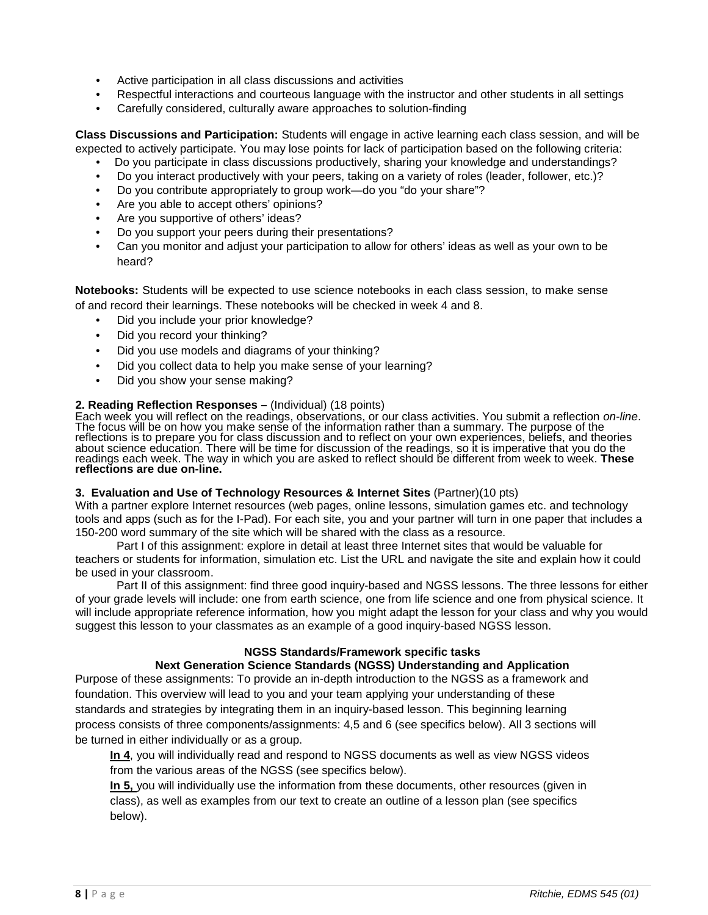- Active participation in all class discussions and activities
- Respectful interactions and courteous language with the instructor and other students in all settings
- Carefully considered, culturally aware approaches to solution-finding

**Class Discussions and Participation:** Students will engage in active learning each class session, and will be expected to actively participate. You may lose points for lack of participation based on the following criteria:

- Do you participate in class discussions productively, sharing your knowledge and understandings?
- Do you interact productively with your peers, taking on a variety of roles (leader, follower, etc.)?
- Do you contribute appropriately to group work—do you "do your share"?
- Are you able to accept others' opinions?
- Are you supportive of others' ideas?
- Do you support your peers during their presentations?
- Can you monitor and adjust your participation to allow for others' ideas as well as your own to be heard?

**Notebooks:** Students will be expected to use science notebooks in each class session, to make sense of and record their learnings. These notebooks will be checked in week 4 and 8.

- Did you include your prior knowledge?
- Did you record your thinking?
- Did you use models and diagrams of your thinking?
- Did you collect data to help you make sense of your learning?
- Did you show your sense making?

**2. Reading Reflection Responses –** (Individual) (18 points)
Each week you will reflect on the readings, observations, or our class activities. You submit a reflection *on-line*. The focus will be on how you make sense of the information rather than a summary. The purpose of the reflections is to prepare you for class discussion and to reflect on your own experiences, beliefs, and theories about science education. There will be time for discussion of the readings, so it is imperative that you do the readings each week. The way in which you are asked to reflect should be different from week to week. **These reflections are due on-line.**

**3. Evaluation and Use of Technology Resources & Internet Sites** (Partner)(10 pts)
With a partner explore Internet resources (web pages, online lessons, simulation games etc. and technology tools and apps (such as for the I-Pad). For each site, you and your partner will turn in one paper that includes a 150-200 word summary of the site which will be shared with the class as a resource.

Part I of this assignment: explore in detail at least three Internet sites that would be valuable for teachers or students for information, simulation etc. List the URL and navigate the site and explain how it could be used in your classroom.

Part II of this assignment: find three good inquiry-based and NGSS lessons. The three lessons for either of your grade levels will include: one from earth science, one from life science and one from physical science. It will include appropriate reference information, how you might adapt the lesson for your class and why you would suggest this lesson to your classmates as an example of a good inquiry-based NGSS lesson.

**NGSS Standards/Framework specific tasks**
**Next Generation Science Standards (NGSS) Understanding and Application**

Purpose of these assignments: To provide an in-depth introduction to the NGSS as a framework and foundation. This overview will lead to you and your team applying your understanding of these standards and strategies by integrating them in an inquiry-based lesson. This beginning learning process consists of three components/assignments: 4,5 and 6 (see specifics below). All 3 sections will be turned in either individually or as a group.

**In 4**, you will individually read and respond to NGSS documents as well as view NGSS videos from the various areas of the NGSS (see specifics below).

**In 5,** you will individually use the information from these documents, other resources (given in class), as well as examples from our text to create an outline of a lesson plan (see specifics below).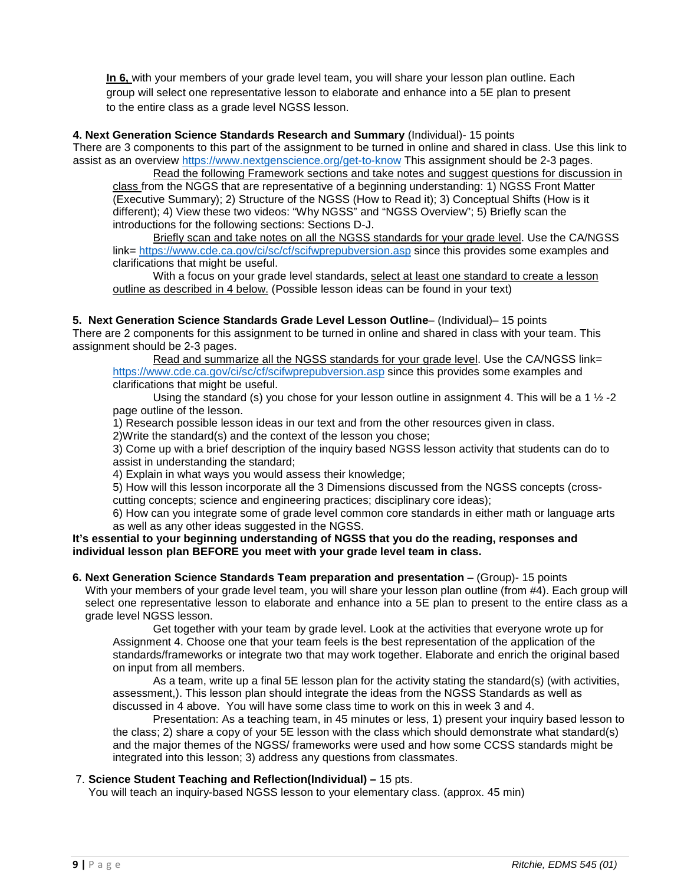**In 6,** with your members of your grade level team, you will share your lesson plan outline. Each group will select one representative lesson to elaborate and enhance into a 5E plan to present to the entire class as a grade level NGSS lesson.

**4. Next Generation Science Standards Research and Summary** (Individual)- 15 points
There are 3 components to this part of the assignment to be turned in online and shared in class. Use this link to assist as an overview https://www.nextgenscience.org/get-to-know This assignment should be 2-3 pages.

Read the following Framework sections and take notes and suggest questions for discussion in class from the NGGS that are representative of a beginning understanding: 1) NGSS Front Matter (Executive Summary); 2) Structure of the NGSS (How to Read it); 3) Conceptual Shifts (How is it different); 4) View these two videos: "Why NGSS" and "NGSS Overview"; 5) Briefly scan the introductions for the following sections: Sections D-J.

Briefly scan and take notes on all the NGSS standards for your grade level. Use the CA/NGSS link= https://www.cde.ca.gov/ci/sc/cf/scifwprepubversion.asp since this provides some examples and clarifications that might be useful.

With a focus on your grade level standards, select at least one standard to create a lesson outline as described in 4 below. (Possible lesson ideas can be found in your text)

**5. Next Generation Science Standards Grade Level Lesson Outline**– (Individual)– 15 points
There are 2 components for this assignment to be turned in online and shared in class with your team. This assignment should be 2-3 pages.

Read and summarize all the NGSS standards for your grade level. Use the CA/NGSS link= https://www.cde.ca.gov/ci/sc/cf/scifwprepubversion.asp since this provides some examples and clarifications that might be useful.

Using the standard (s) you chose for your lesson outline in assignment 4. This will be a 1 ½ -2 page outline of the lesson.

1) Research possible lesson ideas in our text and from the other resources given in class.
2)Write the standard(s) and the context of the lesson you chose;
3) Come up with a brief description of the inquiry based NGSS lesson activity that students can do to assist in understanding the standard;
4) Explain in what ways you would assess their knowledge;
5) How will this lesson incorporate all the 3 Dimensions discussed from the NGSS concepts (cross-cutting concepts; science and engineering practices; disciplinary core ideas);
6) How can you integrate some of grade level common core standards in either math or language arts as well as any other ideas suggested in the NGSS.

**It's essential to your beginning understanding of NGSS that you do the reading, responses and individual lesson plan BEFORE you meet with your grade level team in class.**

**6. Next Generation Science Standards Team preparation and presentation** – (Group)- 15 points
With your members of your grade level team, you will share your lesson plan outline (from #4). Each group will select one representative lesson to elaborate and enhance into a 5E plan to present to the entire class as a grade level NGSS lesson.

Get together with your team by grade level. Look at the activities that everyone wrote up for Assignment 4. Choose one that your team feels is the best representation of the application of the standards/frameworks or integrate two that may work together. Elaborate and enrich the original based on input from all members.

As a team, write up a final 5E lesson plan for the activity stating the standard(s) (with activities, assessment,). This lesson plan should integrate the ideas from the NGSS Standards as well as discussed in 4 above. You will have some class time to work on this in week 3 and 4.

Presentation: As a teaching team, in 45 minutes or less, 1) present your inquiry based lesson to the class; 2) share a copy of your 5E lesson with the class which should demonstrate what standard(s) and the major themes of the NGSS/ frameworks were used and how some CCSS standards might be integrated into this lesson; 3) address any questions from classmates.

7. **Science Student Teaching and Reflection(Individual) –** 15 pts.
You will teach an inquiry-based NGSS lesson to your elementary class. (approx. 45 min)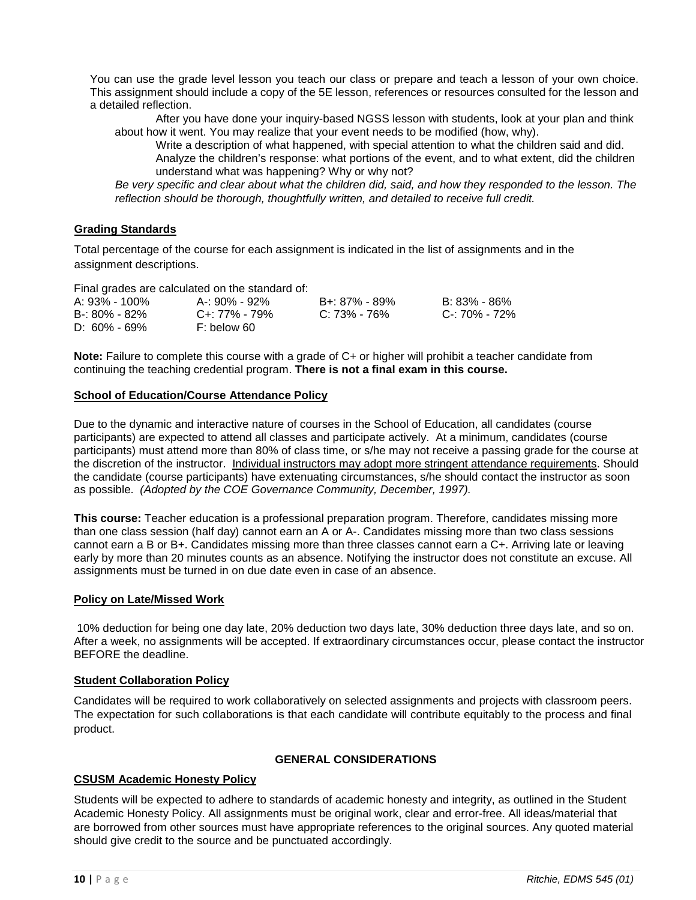You can use the grade level lesson you teach our class or prepare and teach a lesson of your own choice. This assignment should include a copy of the 5E lesson, references or resources consulted for the lesson and a detailed reflection.

After you have done your inquiry-based NGSS lesson with students, look at your plan and think about how it went. You may realize that your event needs to be modified (how, why).

Write a description of what happened, with special attention to what the children said and did.

Analyze the children's response: what portions of the event, and to what extent, did the children understand what was happening? Why or why not?

*Be very specific and clear about what the children did, said, and how they responded to the lesson. The reflection should be thorough, thoughtfully written, and detailed to receive full credit.*

**Grading Standards**

Total percentage of the course for each assignment is indicated in the list of assignments and in the assignment descriptions.

Final grades are calculated on the standard of:

| | | | |
|---|---|---|---|
| A: 93% - 100% | A-: 90% - 92% | B+: 87% - 89% | B: 83% - 86% |
| B-: 80% - 82% | C+: 77% - 79% | C: 73% - 76% | C-: 70% - 72% |
| D: 60% - 69% | F: below 60 | | |

**Note:** Failure to complete this course with a grade of C+ or higher will prohibit a teacher candidate from continuing the teaching credential program. **There is not a final exam in this course.**

**School of Education/Course Attendance Policy**

Due to the dynamic and interactive nature of courses in the School of Education, all candidates (course participants) are expected to attend all classes and participate actively. At a minimum, candidates (course participants) must attend more than 80% of class time, or s/he may not receive a passing grade for the course at the discretion of the instructor. Individual instructors may adopt more stringent attendance requirements. Should the candidate (course participants) have extenuating circumstances, s/he should contact the instructor as soon as possible. *(Adopted by the COE Governance Community, December, 1997).*

**This course:** Teacher education is a professional preparation program. Therefore, candidates missing more than one class session (half day) cannot earn an A or A-. Candidates missing more than two class sessions cannot earn a B or B+. Candidates missing more than three classes cannot earn a C+. Arriving late or leaving early by more than 20 minutes counts as an absence. Notifying the instructor does not constitute an excuse. All assignments must be turned in on due date even in case of an absence.

**Policy on Late/Missed Work**

10% deduction for being one day late, 20% deduction two days late, 30% deduction three days late, and so on. After a week, no assignments will be accepted. If extraordinary circumstances occur, please contact the instructor BEFORE the deadline.

**Student Collaboration Policy**

Candidates will be required to work collaboratively on selected assignments and projects with classroom peers. The expectation for such collaborations is that each candidate will contribute equitably to the process and final product.

## GENERAL CONSIDERATIONS

**CSUSM Academic Honesty Policy**

Students will be expected to adhere to standards of academic honesty and integrity, as outlined in the Student Academic Honesty Policy. All assignments must be original work, clear and error-free. All ideas/material that are borrowed from other sources must have appropriate references to the original sources. Any quoted material should give credit to the source and be punctuated accordingly.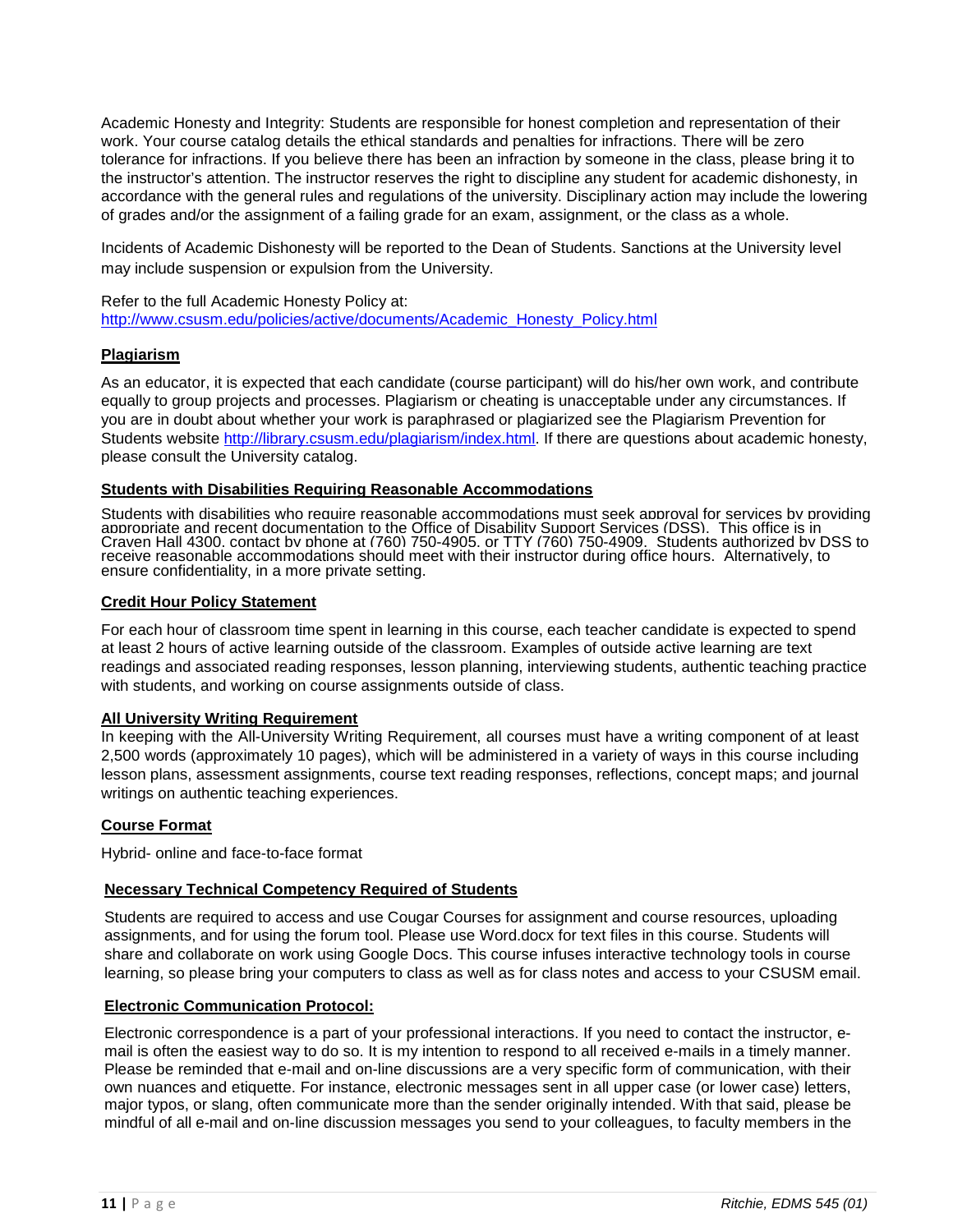Academic Honesty and Integrity: Students are responsible for honest completion and representation of their work. Your course catalog details the ethical standards and penalties for infractions. There will be zero tolerance for infractions. If you believe there has been an infraction by someone in the class, please bring it to the instructor's attention. The instructor reserves the right to discipline any student for academic dishonesty, in accordance with the general rules and regulations of the university. Disciplinary action may include the lowering of grades and/or the assignment of a failing grade for an exam, assignment, or the class as a whole.

Incidents of Academic Dishonesty will be reported to the Dean of Students. Sanctions at the University level may include suspension or expulsion from the University.

Refer to the full Academic Honesty Policy at: http://www.csusm.edu/policies/active/documents/Academic_Honesty_Policy.html

## Plagiarism

As an educator, it is expected that each candidate (course participant) will do his/her own work, and contribute equally to group projects and processes. Plagiarism or cheating is unacceptable under any circumstances. If you are in doubt about whether your work is paraphrased or plagiarized see the Plagiarism Prevention for Students website http://library.csusm.edu/plagiarism/index.html. If there are questions about academic honesty, please consult the University catalog.

## Students with Disabilities Requiring Reasonable Accommodations

Students with disabilities who require reasonable accommodations must seek approval for services by providing appropriate and recent documentation to the Office of Disability Support Services (DSS). This office is in Craven Hall 4300, contact by phone at (760) 750-4905, or TTY (760) 750-4909. Students authorized by DSS to receive reasonable accommodations should meet with their instructor during office hours. Alternatively, to ensure confidentiality, in a more private setting.

## Credit Hour Policy Statement

For each hour of classroom time spent in learning in this course, each teacher candidate is expected to spend at least 2 hours of active learning outside of the classroom. Examples of outside active learning are text readings and associated reading responses, lesson planning, interviewing students, authentic teaching practice with students, and working on course assignments outside of class.

## All University Writing Requirement

In keeping with the All-University Writing Requirement, all courses must have a writing component of at least 2,500 words (approximately 10 pages), which will be administered in a variety of ways in this course including lesson plans, assessment assignments, course text reading responses, reflections, concept maps; and journal writings on authentic teaching experiences.

## Course Format

Hybrid- online and face-to-face format

## Necessary Technical Competency Required of Students

Students are required to access and use Cougar Courses for assignment and course resources, uploading assignments, and for using the forum tool. Please use Word.docx for text files in this course. Students will share and collaborate on work using Google Docs. This course infuses interactive technology tools in course learning, so please bring your computers to class as well as for class notes and access to your CSUSM email.

## Electronic Communication Protocol:

Electronic correspondence is a part of your professional interactions. If you need to contact the instructor, e-mail is often the easiest way to do so. It is my intention to respond to all received e-mails in a timely manner. Please be reminded that e-mail and on-line discussions are a very specific form of communication, with their own nuances and etiquette. For instance, electronic messages sent in all upper case (or lower case) letters, major typos, or slang, often communicate more than the sender originally intended. With that said, please be mindful of all e-mail and on-line discussion messages you send to your colleagues, to faculty members in the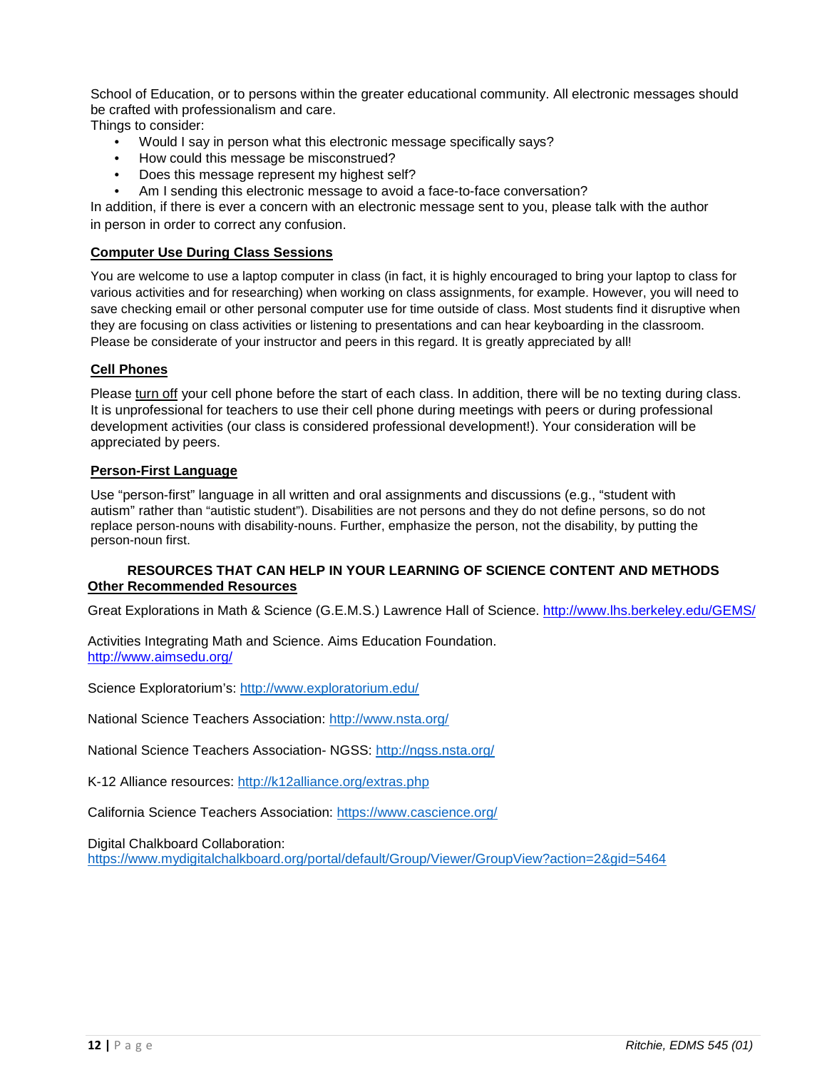School of Education, or to persons within the greater educational community. All electronic messages should be crafted with professionalism and care.

Things to consider:

- Would I say in person what this electronic message specifically says?
- How could this message be misconstrued?
- Does this message represent my highest self?
- Am I sending this electronic message to avoid a face-to-face conversation?

In addition, if there is ever a concern with an electronic message sent to you, please talk with the author in person in order to correct any confusion.

**Computer Use During Class Sessions**

You are welcome to use a laptop computer in class (in fact, it is highly encouraged to bring your laptop to class for various activities and for researching) when working on class assignments, for example. However, you will need to save checking email or other personal computer use for time outside of class. Most students find it disruptive when they are focusing on class activities or listening to presentations and can hear keyboarding in the classroom. Please be considerate of your instructor and peers in this regard. It is greatly appreciated by all!

**Cell Phones**

Please turn off your cell phone before the start of each class. In addition, there will be no texting during class. It is unprofessional for teachers to use their cell phone during meetings with peers or during professional development activities (our class is considered professional development!). Your consideration will be appreciated by peers.

**Person-First Language**

Use "person-first" language in all written and oral assignments and discussions (e.g., "student with autism" rather than "autistic student"). Disabilities are not persons and they do not define persons, so do not replace person-nouns with disability-nouns. Further, emphasize the person, not the disability, by putting the person-noun first.

**RESOURCES THAT CAN HELP IN YOUR LEARNING OF SCIENCE CONTENT AND METHODS**

**Other Recommended Resources**

Great Explorations in Math & Science (G.E.M.S.) Lawrence Hall of Science. http://www.lhs.berkeley.edu/GEMS/

Activities Integrating Math and Science. Aims Education Foundation. http://www.aimsedu.org/

Science Exploratorium's: http://www.exploratorium.edu/

National Science Teachers Association: http://www.nsta.org/

National Science Teachers Association- NGSS: http://ngss.nsta.org/

K-12 Alliance resources: http://k12alliance.org/extras.php

California Science Teachers Association: https://www.cascience.org/

Digital Chalkboard Collaboration: https://www.mydigitalchalkboard.org/portal/default/Group/Viewer/GroupView?action=2&gid=5464